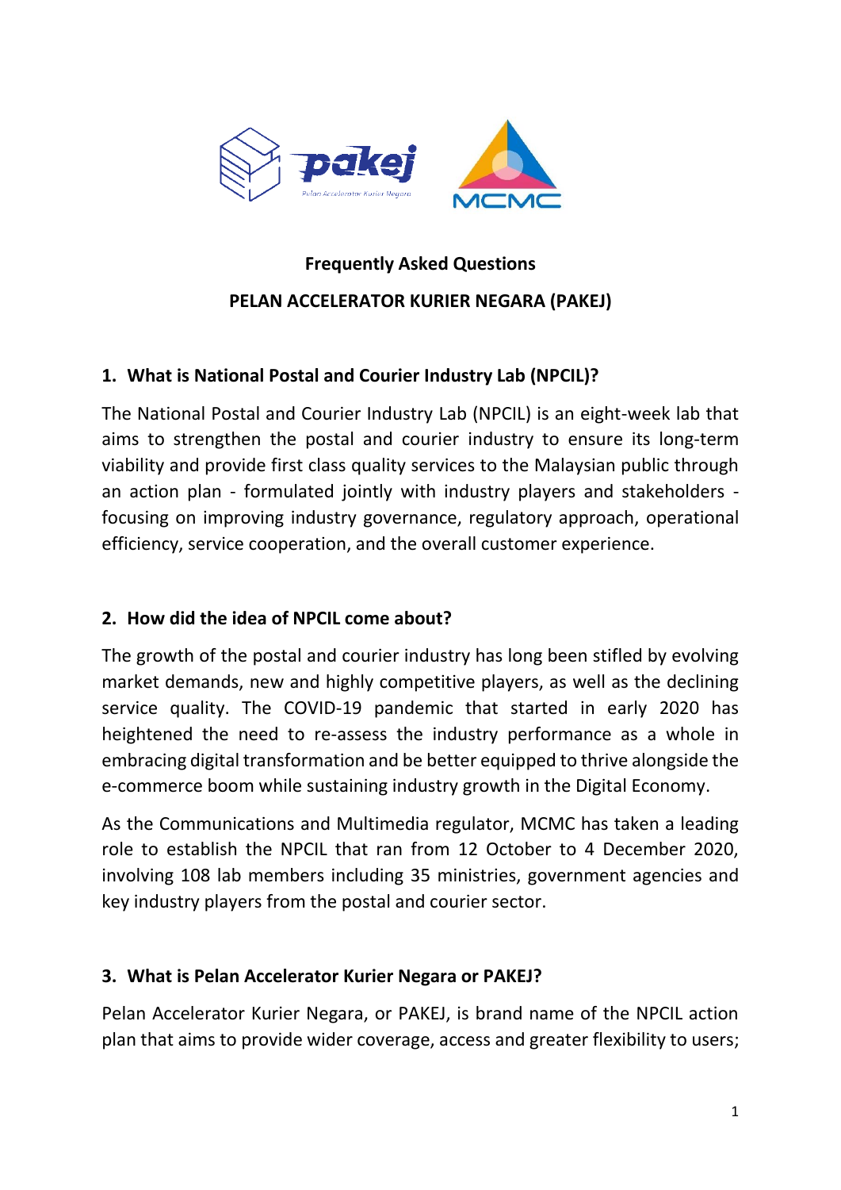**Frequently Asked Questions**

**PELAN ACCELERATOR KURIER NEGARA (PAKEJ)**

### 1. What is National Postal and Courier Industry Lab (NPCIL)?

The National Postal and Courier Industry Lab (NPCIL) is an eight-week lab that aims to strengthen the postal and courier industry to ensure its long-term viability and provide first class quality services to the Malaysian public through an action plan - formulated jointly with industry players and stakeholders - focusing on improving industry governance, regulatory approach, operational efficiency, service cooperation, and the overall customer experience.

### 2. How did the idea of NPCIL come about?

The growth of the postal and courier industry has long been stifled by evolving market demands, new and highly competitive players, as well as the declining service quality. The COVID-19 pandemic that started in early 2020 has heightened the need to re-assess the industry performance as a whole in embracing digital transformation and be better equipped to thrive alongside the e-commerce boom while sustaining industry growth in the Digital Economy.

As the Communications and Multimedia regulator, MCMC has taken a leading role to establish the NPCIL that ran from 12 October to 4 December 2020, involving 108 lab members including 35 ministries, government agencies and key industry players from the postal and courier sector.

### 3. What is Pelan Accelerator Kurier Negara or PAKEJ?

Pelan Accelerator Kurier Negara, or PAKEJ, is brand name of the NPCIL action plan that aims to provide wider coverage, access and greater flexibility to users;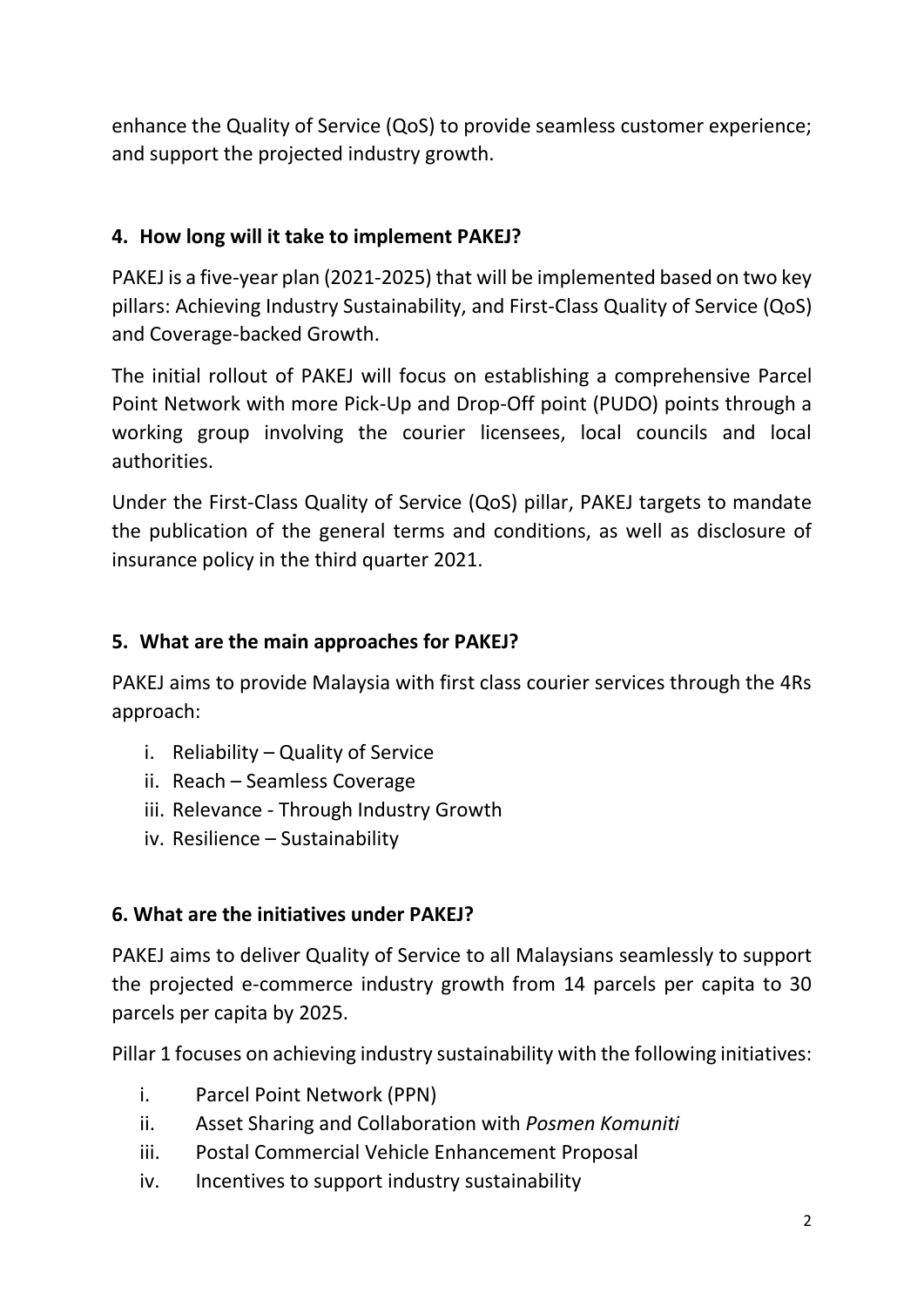enhance the Quality of Service (QoS) to provide seamless customer experience; and support the projected industry growth.

### 4. How long will it take to implement PAKEJ?

PAKEJ is a five-year plan (2021-2025) that will be implemented based on two key pillars: Achieving Industry Sustainability, and First-Class Quality of Service (QoS) and Coverage-backed Growth.

The initial rollout of PAKEJ will focus on establishing a comprehensive Parcel Point Network with more Pick-Up and Drop-Off point (PUDO) points through a working group involving the courier licensees, local councils and local authorities.

Under the First-Class Quality of Service (QoS) pillar, PAKEJ targets to mandate the publication of the general terms and conditions, as well as disclosure of insurance policy in the third quarter 2021.

### 5. What are the main approaches for PAKEJ?

PAKEJ aims to provide Malaysia with first class courier services through the 4Rs approach:

i. Reliability – Quality of Service
ii. Reach – Seamless Coverage
iii. Relevance - Through Industry Growth
iv. Resilience – Sustainability

### 6. What are the initiatives under PAKEJ?

PAKEJ aims to deliver Quality of Service to all Malaysians seamlessly to support the projected e-commerce industry growth from 14 parcels per capita to 30 parcels per capita by 2025.

Pillar 1 focuses on achieving industry sustainability with the following initiatives:

i. Parcel Point Network (PPN)
ii. Asset Sharing and Collaboration with *Posmen Komuniti*
iii. Postal Commercial Vehicle Enhancement Proposal
iv. Incentives to support industry sustainability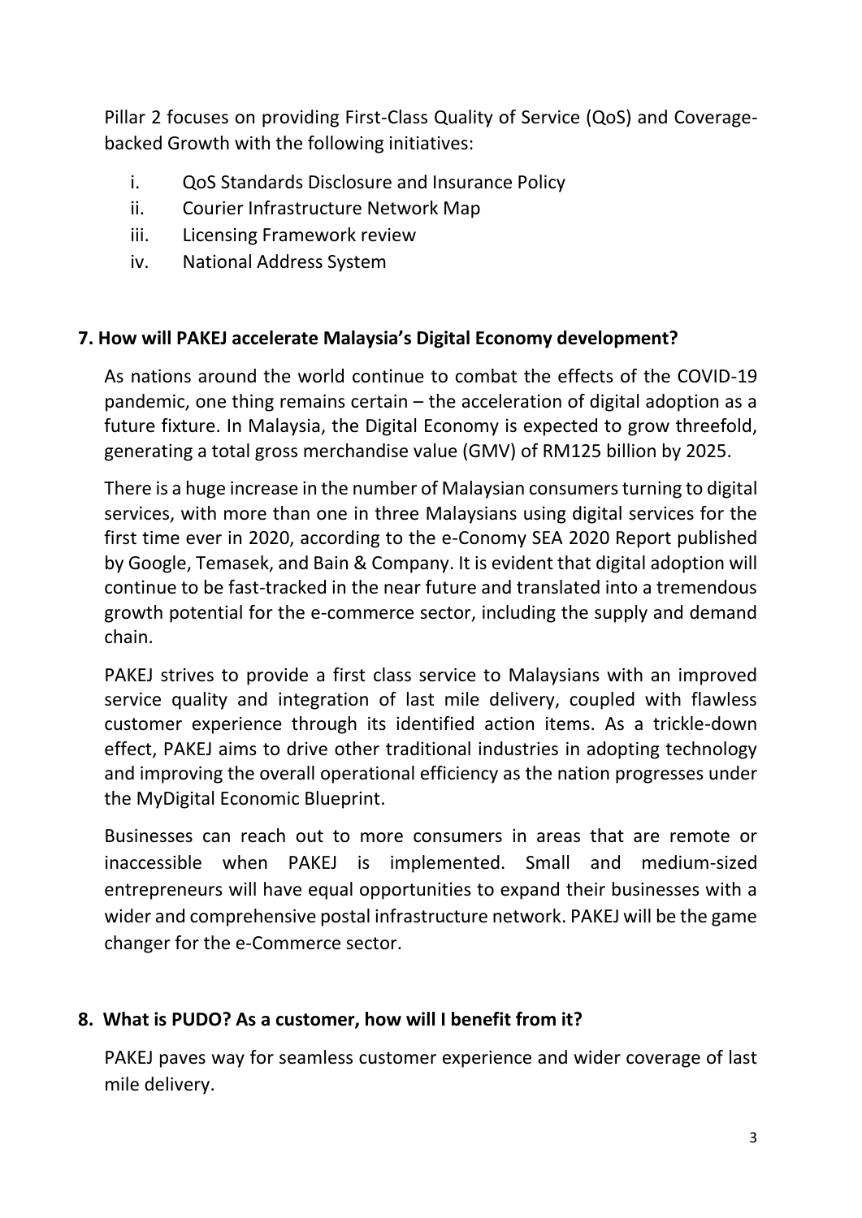Pillar 2 focuses on providing First-Class Quality of Service (QoS) and Coverage-backed Growth with the following initiatives:

i. QoS Standards Disclosure and Insurance Policy
ii. Courier Infrastructure Network Map
iii. Licensing Framework review
iv. National Address System

## 7. How will PAKEJ accelerate Malaysia's Digital Economy development?

As nations around the world continue to combat the effects of the COVID-19 pandemic, one thing remains certain – the acceleration of digital adoption as a future fixture. In Malaysia, the Digital Economy is expected to grow threefold, generating a total gross merchandise value (GMV) of RM125 billion by 2025.

There is a huge increase in the number of Malaysian consumers turning to digital services, with more than one in three Malaysians using digital services for the first time ever in 2020, according to the e-Conomy SEA 2020 Report published by Google, Temasek, and Bain & Company. It is evident that digital adoption will continue to be fast-tracked in the near future and translated into a tremendous growth potential for the e-commerce sector, including the supply and demand chain.

PAKEJ strives to provide a first class service to Malaysians with an improved service quality and integration of last mile delivery, coupled with flawless customer experience through its identified action items. As a trickle-down effect, PAKEJ aims to drive other traditional industries in adopting technology and improving the overall operational efficiency as the nation progresses under the MyDigital Economic Blueprint.

Businesses can reach out to more consumers in areas that are remote or inaccessible when PAKEJ is implemented. Small and medium-sized entrepreneurs will have equal opportunities to expand their businesses with a wider and comprehensive postal infrastructure network. PAKEJ will be the game changer for the e-Commerce sector.

## 8. What is PUDO? As a customer, how will I benefit from it?

PAKEJ paves way for seamless customer experience and wider coverage of last mile delivery.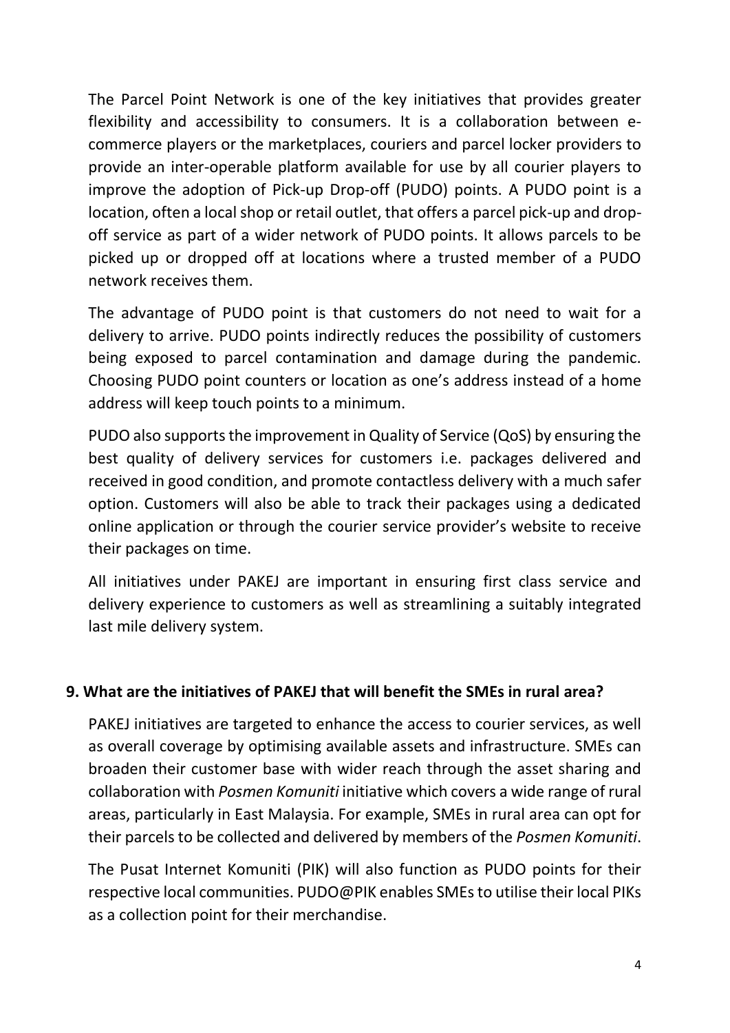The Parcel Point Network is one of the key initiatives that provides greater flexibility and accessibility to consumers. It is a collaboration between e-commerce players or the marketplaces, couriers and parcel locker providers to provide an inter-operable platform available for use by all courier players to improve the adoption of Pick-up Drop-off (PUDO) points. A PUDO point is a location, often a local shop or retail outlet, that offers a parcel pick-up and drop-off service as part of a wider network of PUDO points. It allows parcels to be picked up or dropped off at locations where a trusted member of a PUDO network receives them.

The advantage of PUDO point is that customers do not need to wait for a delivery to arrive. PUDO points indirectly reduces the possibility of customers being exposed to parcel contamination and damage during the pandemic. Choosing PUDO point counters or location as one's address instead of a home address will keep touch points to a minimum.

PUDO also supports the improvement in Quality of Service (QoS) by ensuring the best quality of delivery services for customers i.e. packages delivered and received in good condition, and promote contactless delivery with a much safer option. Customers will also be able to track their packages using a dedicated online application or through the courier service provider's website to receive their packages on time.

All initiatives under PAKEJ are important in ensuring first class service and delivery experience to customers as well as streamlining a suitably integrated last mile delivery system.

**9. What are the initiatives of PAKEJ that will benefit the SMEs in rural area?**

PAKEJ initiatives are targeted to enhance the access to courier services, as well as overall coverage by optimising available assets and infrastructure. SMEs can broaden their customer base with wider reach through the asset sharing and collaboration with *Posmen Komuniti* initiative which covers a wide range of rural areas, particularly in East Malaysia. For example, SMEs in rural area can opt for their parcels to be collected and delivered by members of the *Posmen Komuniti*.

The Pusat Internet Komuniti (PIK) will also function as PUDO points for their respective local communities. PUDO@PIK enables SMEs to utilise their local PIKs as a collection point for their merchandise.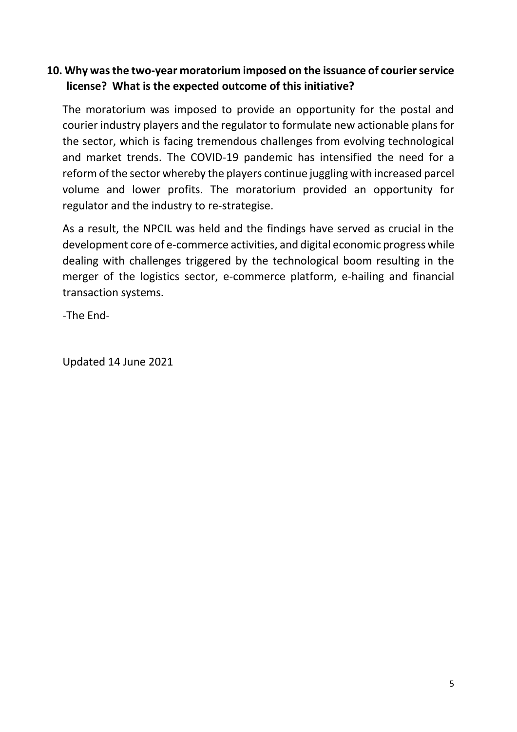**10. Why was the two-year moratorium imposed on the issuance of courier service license? What is the expected outcome of this initiative?**

The moratorium was imposed to provide an opportunity for the postal and courier industry players and the regulator to formulate new actionable plans for the sector, which is facing tremendous challenges from evolving technological and market trends. The COVID-19 pandemic has intensified the need for a reform of the sector whereby the players continue juggling with increased parcel volume and lower profits. The moratorium provided an opportunity for regulator and the industry to re-strategise.

As a result, the NPCIL was held and the findings have served as crucial in the development core of e-commerce activities, and digital economic progress while dealing with challenges triggered by the technological boom resulting in the merger of the logistics sector, e-commerce platform, e-hailing and financial transaction systems.

-The End-

Updated 14 June 2021